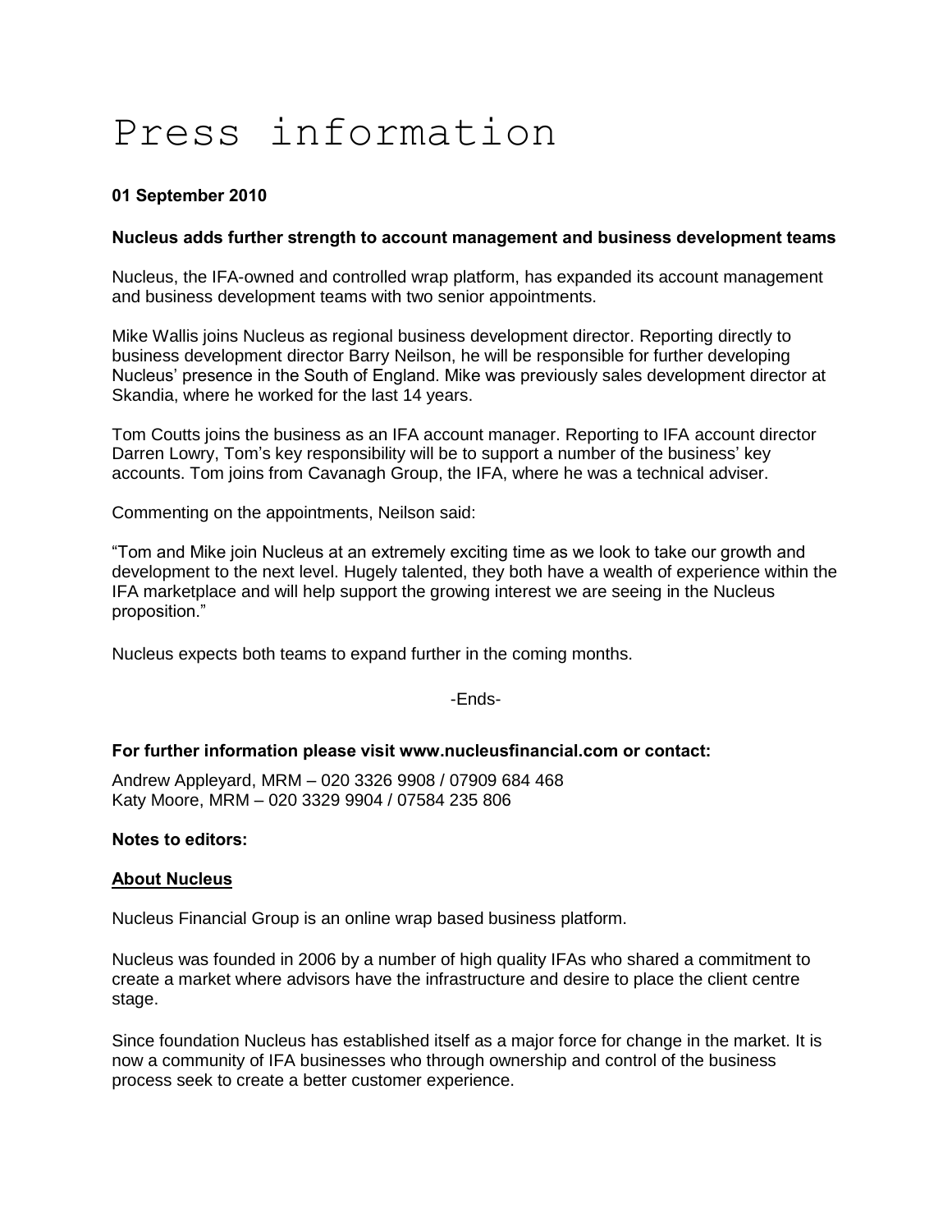# Press information

**01 September 2010**

**Nucleus adds further strength to account management and business development teams**

Nucleus, the IFA-owned and controlled wrap platform, has expanded its account management and business development teams with two senior appointments.

Mike Wallis joins Nucleus as regional business development director. Reporting directly to business development director Barry Neilson, he will be responsible for further developing Nucleus' presence in the South of England. Mike was previously sales development director at Skandia, where he worked for the last 14 years.

Tom Coutts joins the business as an IFA account manager. Reporting to IFA account director Darren Lowry, Tom's key responsibility will be to support a number of the business' key accounts. Tom joins from Cavanagh Group, the IFA, where he was a technical adviser.

Commenting on the appointments, Neilson said:

"Tom and Mike join Nucleus at an extremely exciting time as we look to take our growth and development to the next level. Hugely talented, they both have a wealth of experience within the IFA marketplace and will help support the growing interest we are seeing in the Nucleus proposition."

Nucleus expects both teams to expand further in the coming months.

-Ends-

**For further information please visit www.nucleusfinancial.com or contact:**

Andrew Appleyard, MRM – 020 3326 9908 / 07909 684 468
Katy Moore, MRM – 020 3329 9904 / 07584 235 806

**Notes to editors:**

**About Nucleus**

Nucleus Financial Group is an online wrap based business platform.

Nucleus was founded in 2006 by a number of high quality IFAs who shared a commitment to create a market where advisors have the infrastructure and desire to place the client centre stage.

Since foundation Nucleus has established itself as a major force for change in the market. It is now a community of IFA businesses who through ownership and control of the business process seek to create a better customer experience.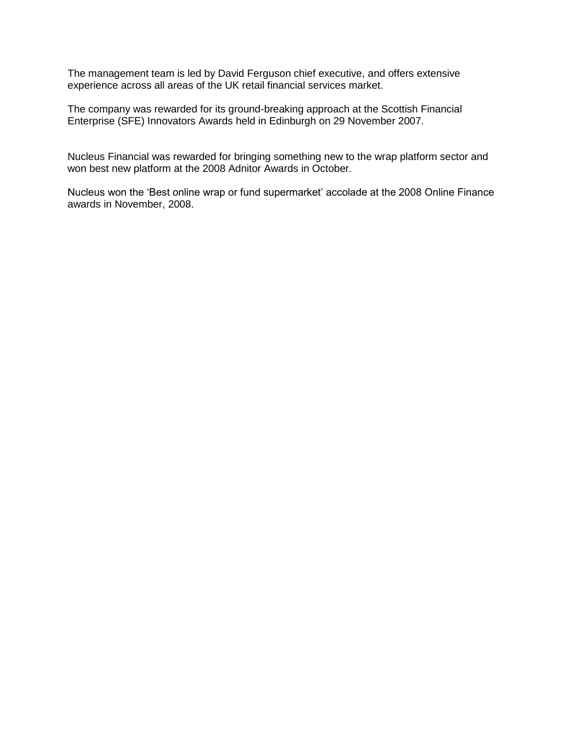The management team is led by David Ferguson chief executive, and offers extensive experience across all areas of the UK retail financial services market.

The company was rewarded for its ground-breaking approach at the Scottish Financial Enterprise (SFE) Innovators Awards held in Edinburgh on 29 November 2007.

Nucleus Financial was rewarded for bringing something new to the wrap platform sector and won best new platform at the 2008 Adnitor Awards in October.

Nucleus won the 'Best online wrap or fund supermarket' accolade at the 2008 Online Finance awards in November, 2008.